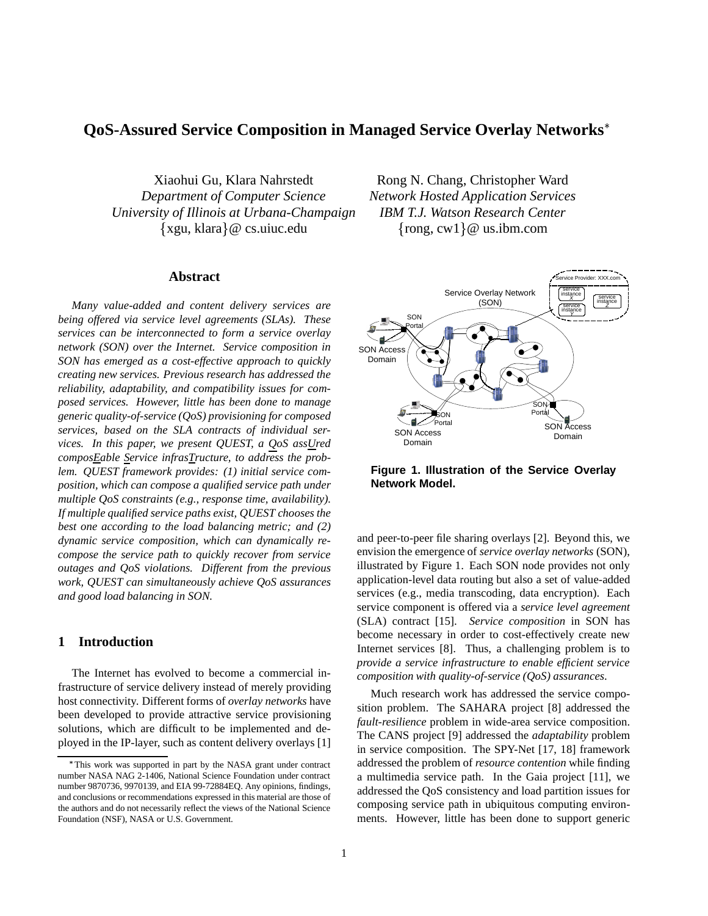# QoS-Assured Service Composition in Managed Service Overlay Networks*

Xiaohui Gu, Klara Nahrstedt
*Department of Computer Science*
*University of Illinois at Urbana-Champaign*
{xgu, klara}@ cs.uiuc.edu

Rong N. Chang, Christopher Ward
*Network Hosted Application Services*
*IBM T.J. Watson Research Center*
{rong, cw1}@ us.ibm.com

## Abstract

*Many value-added and content delivery services are being offered via service level agreements (SLAs). These services can be interconnected to form a service overlay network (SON) over the Internet. Service composition in SON has emerged as a cost-effective approach to quickly creating new services. Previous research has addressed the reliability, adaptability, and compatibility issues for composed services. However, little has been done to manage generic quality-of-service (QoS) provisioning for composed services, based on the SLA contracts of individual services. In this paper, we present QUEST, a QoS assUred composEable Service infrasTructure, to address the problem. QUEST framework provides: (1) initial service composition, which can compose a qualified service path under multiple QoS constraints (e.g., response time, availability). If multiple qualified service paths exist, QUEST chooses the best one according to the load balancing metric; and (2) dynamic service composition, which can dynamically recompose the service path to quickly recover from service outages and QoS violations. Different from the previous work, QUEST can simultaneously achieve QoS assurances and good load balancing in SON.*

## 1 Introduction

The Internet has evolved to become a commercial infrastructure of service delivery instead of merely providing host connectivity. Different forms of *overlay networks* have been developed to provide attractive service provisioning solutions, which are difficult to be implemented and deployed in the IP-layer, such as content delivery overlays [1] and peer-to-peer file sharing overlays [2]. Beyond this, we envision the emergence of *service overlay networks* (SON), illustrated by Figure 1. Each SON node provides not only application-level data routing but also a set of value-added services (e.g., media transcoding, data encryption). Each service component is offered via a *service level agreement* (SLA) contract [15]. *Service composition* in SON has become necessary in order to cost-effectively create new Internet services [8]. Thus, a challenging problem is to *provide a service infrastructure to enable efficient service composition with quality-of-service (QoS) assurances*.

**Figure 1. Illustration of the Service Overlay Network Model.**

Much research work has addressed the service composition problem. The SAHARA project [8] addressed the *fault-resilience* problem in wide-area service composition. The CANS project [9] addressed the *adaptability* problem in service composition. The SPY-Net [17, 18] framework addressed the problem of *resource contention* while finding a multimedia service path. In the Gaia project [11], we addressed the QoS consistency and load partition issues for composing service path in ubiquitous computing environments. However, little has been done to support generic

*This work was supported in part by the NASA grant under contract number NASA NAG 2-1406, National Science Foundation under contract number 9870736, 9970139, and EIA 99-72884EQ. Any opinions, findings, and conclusions or recommendations expressed in this material are those of the authors and do not necessarily reflect the views of the National Science Foundation (NSF), NASA or U.S. Government.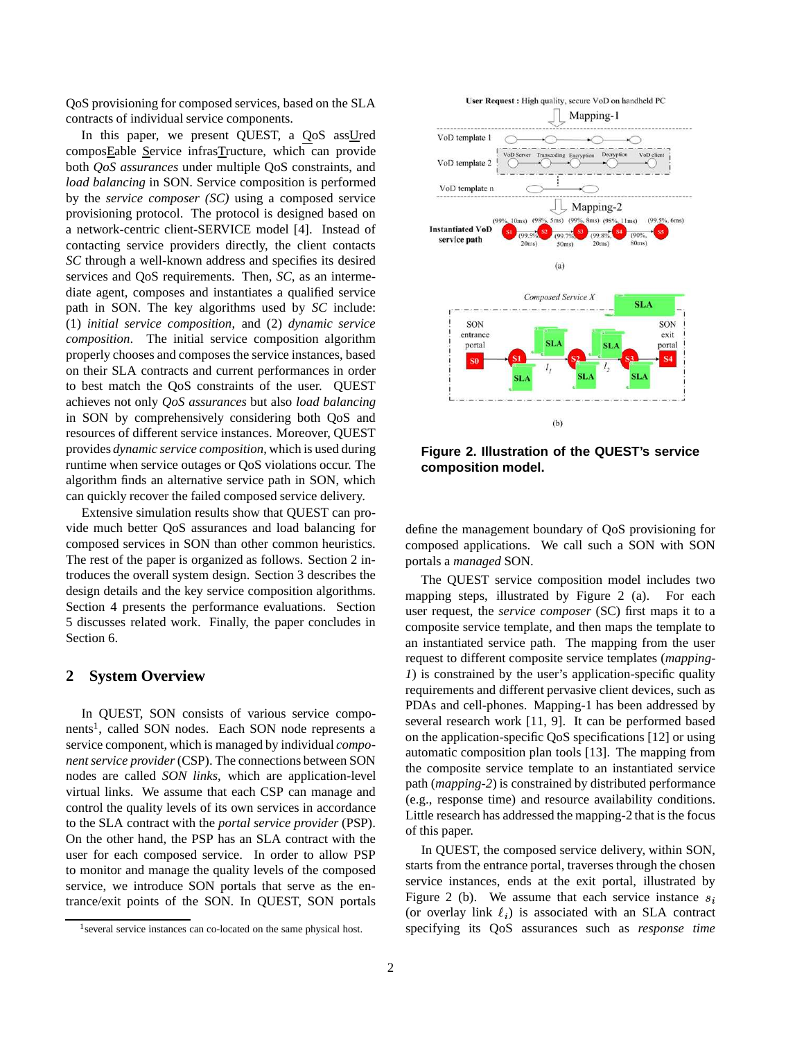QoS provisioning for composed services, based on the SLA contracts of individual service components.

In this paper, we present QUEST, a QoS assUred composEable Service infrasTructure, which can provide both *QoS assurances* under multiple QoS constraints, and *load balancing* in SON. Service composition is performed by the *service composer (SC)* using a composed service provisioning protocol. The protocol is designed based on a network-centric client-SERVICE model [4]. Instead of contacting service providers directly, the client contacts *SC* through a well-known address and specifies its desired services and QoS requirements. Then, *SC*, as an intermediate agent, composes and instantiates a qualified service path in SON. The key algorithms used by *SC* include: (1) *initial service composition*, and (2) *dynamic service composition*. The initial service composition algorithm properly chooses and composes the service instances, based on their SLA contracts and current performances in order to best match the QoS constraints of the user. QUEST achieves not only *QoS assurances* but also *load balancing* in SON by comprehensively considering both QoS and resources of different service instances. Moreover, QUEST provides *dynamic service composition*, which is used during runtime when service outages or QoS violations occur. The algorithm finds an alternative service path in SON, which can quickly recover the failed composed service delivery.

Extensive simulation results show that QUEST can provide much better QoS assurances and load balancing for composed services in SON than other common heuristics. The rest of the paper is organized as follows. Section 2 introduces the overall system design. Section 3 describes the design details and the key service composition algorithms. Section 4 presents the performance evaluations. Section 5 discusses related work. Finally, the paper concludes in Section 6.

## 2 System Overview

In QUEST, SON consists of various service components[1], called SON nodes. Each SON node represents a service component, which is managed by individual *component service provider* (CSP). The connections between SON nodes are called *SON links*, which are application-level virtual links. We assume that each CSP can manage and control the quality levels of its own services in accordance to the SLA contract with the *portal service provider* (PSP). On the other hand, the PSP has an SLA contract with the user for each composed service. In order to allow PSP to monitor and manage the quality levels of the composed service, we introduce SON portals that serve as the entrance/exit points of the SON. In QUEST, SON portals define the management boundary of QoS provisioning for composed applications. We call such a SON with SON portals a *managed* SON.

[1] several service instances can co-located on the same physical host.

**Figure 2. Illustration of the QUEST's service composition model.**

The QUEST service composition model includes two mapping steps, illustrated by Figure 2 (a). For each user request, the *service composer* (SC) first maps it to a composite service template, and then maps the template to an instantiated service path. The mapping from the user request to different composite service templates (*mapping-1*) is constrained by the user's application-specific quality requirements and different pervasive client devices, such as PDAs and cell-phones. Mapping-1 has been addressed by several research work [11, 9]. It can be performed based on the application-specific QoS specifications [12] or using automatic composition plan tools [13]. The mapping from the composite service template to an instantiated service path (*mapping-2*) is constrained by distributed performance (e.g., response time) and resource availability conditions. Little research has addressed the mapping-2 that is the focus of this paper.

In QUEST, the composed service delivery, within SON, starts from the entrance portal, traverses through the chosen service instances, ends at the exit portal, illustrated by Figure 2 (b). We assume that each service instance $s_i$ (or overlay link $\ell_i$) is associated with an SLA contract specifying its QoS assurances such as *response time*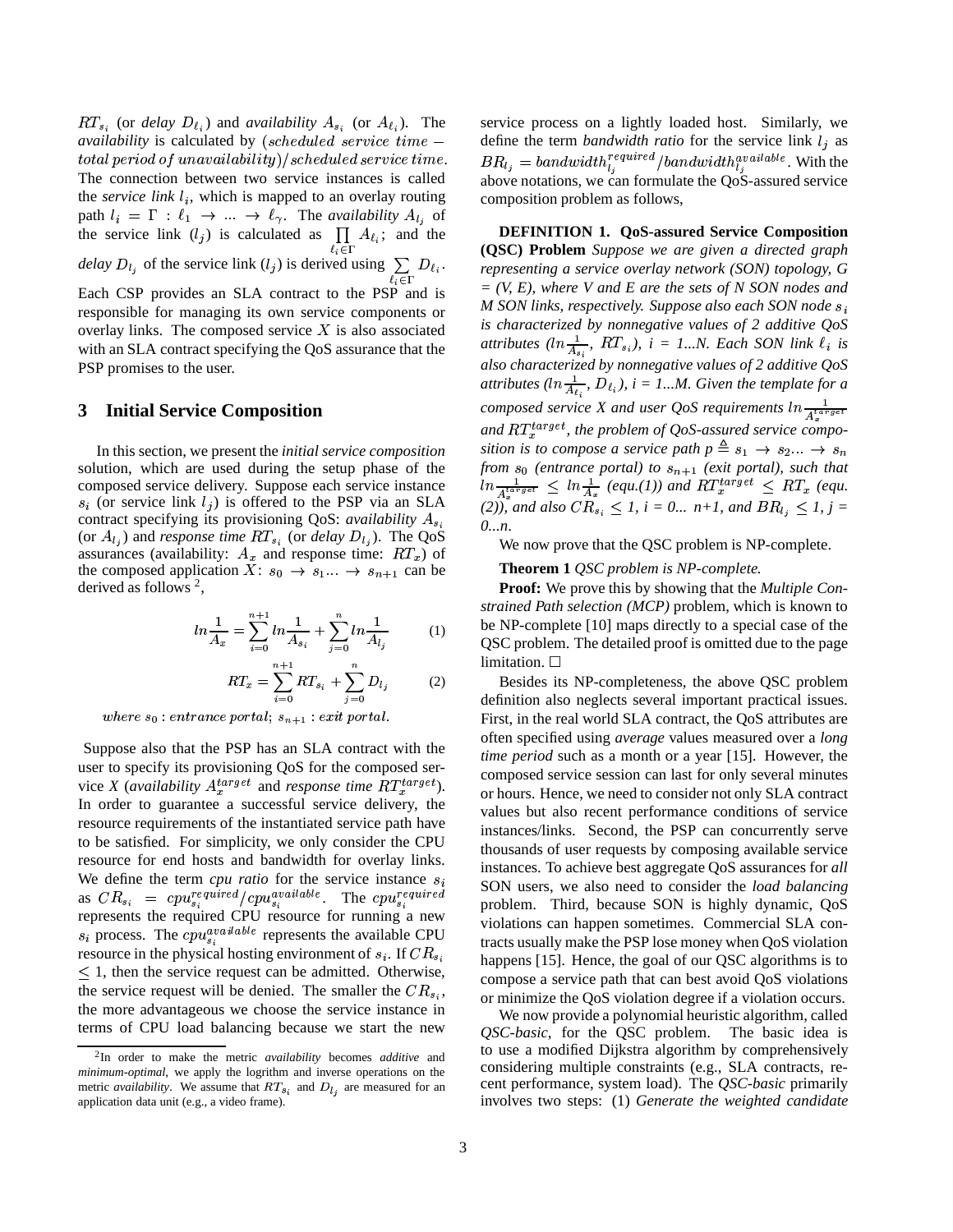$RT_{s_i}$ (or *delay* $D_{\ell_i}$) and *availability* $A_{s_i}$ (or $A_{\ell_i}$). The *availability* is calculated by $(scheduled\ service\ time - total\ period\ of\ unavailability)/scheduled\ service\ time$. The connection between two service instances is called the *service link* $l_i$, which is mapped to an overlay routing path $l_i = \Gamma : \ell_1 \to \ldots \to \ell_\gamma$. The *availability* $A_{l_j}$ of the service link ($l_j$) is calculated as $\prod_{\ell_i \in \Gamma} A_{\ell_i}$; and the *delay* $D_{l_j}$ of the service link ($l_j$) is derived using $\sum_{\ell_i \in \Gamma} D_{\ell_i}$. Each CSP provides an SLA contract to the PSP and is responsible for managing its own service components or overlay links. The composed service $X$ is also associated with an SLA contract specifying the QoS assurance that the PSP promises to the user.

## 3 Initial Service Composition

In this section, we present the *initial service composition* solution, which are used during the setup phase of the composed service delivery. Suppose each service instance $s_i$ (or service link $l_j$) is offered to the PSP via an SLA contract specifying its provisioning QoS: *availability* $A_{s_i}$ (or $A_{l_j}$) and *response time* $RT_{s_i}$ (or *delay* $D_{l_j}$). The QoS assurances (availability: $A_x$ and response time: $RT_x$) of the composed application $X$: $s_0 \to s_1 \ldots \to s_{n+1}$ can be derived as follows [2],

$$ln\frac{1}{A_x} = \sum_{i=0}^{n+1} ln\frac{1}{A_{s_i}} + \sum_{j=0}^{n} ln\frac{1}{A_{l_j}} \qquad (1)$$

$$RT_x = \sum_{i=0}^{n+1} RT_{s_i} + \sum_{j=0}^{n} D_{l_j} \qquad (2)$$

$where\ s_0 : entrance\ portal;\ s_{n+1} : exit\ portal.$

Suppose also that the PSP has an SLA contract with the user to specify its provisioning QoS for the composed service *X* (*availability* $A_x^{target}$ and *response time* $RT_x^{target}$). In order to guarantee a successful service delivery, the resource requirements of the instantiated service path have to be satisfied. For simplicity, we only consider the CPU resource for end hosts and bandwidth for overlay links. We define the term *cpu ratio* for the service instance $s_i$ as $CR_{s_i} = cpu_{s_i}^{required}/cpu_{s_i}^{available}$. The $cpu_{s_i}^{required}$ represents the required CPU resource for running a new $s_i$ process. The $cpu_{s_i}^{available}$ represents the available CPU resource in the physical hosting environment of $s_i$. If $CR_{s_i} \leq 1$, then the service request can be admitted. Otherwise, the service request will be denied. The smaller the $CR_{s_i}$, the more advantageous we choose the service instance in terms of CPU load balancing because we start the new service process on a lightly loaded host. Similarly, we define the term *bandwidth ratio* for the service link $l_j$ as $BR_{l_j} = bandwidth_{l_j}^{required}/bandwidth_{l_j}^{available}$. With the above notations, we can formulate the QoS-assured service composition problem as follows,

**DEFINITION 1. QoS-assured Service Composition (QSC) Problem** *Suppose we are given a directed graph representing a service overlay network (SON) topology, G = (V, E), where V and E are the sets of N SON nodes and M SON links, respectively. Suppose also each SON node* $s_i$ *is characterized by nonnegative values of 2 additive QoS attributes (*$ln\frac{1}{A_{s_i}}$*,* $RT_{s_i}$*), i = 1...N. Each SON link* $\ell_i$ *is also characterized by nonnegative values of 2 additive QoS attributes (*$ln\frac{1}{A_{\ell_i}}$*,* $D_{\ell_i}$*), i = 1...M. Given the template for a composed service X and user QoS requirements* $ln\frac{1}{A_x^{target}}$ *and* $RT_x^{target}$*, the problem of QoS-assured service composition is to compose a service path* $p \triangleq s_1 \to s_2 \ldots \to s_n$ *from* $s_0$ *(entrance portal) to* $s_{n+1}$ *(exit portal), such that* $ln\frac{1}{A_x^{target}} \leq ln\frac{1}{A_x}$ *(equ.(1)) and* $RT_x^{target} \leq RT_x$ *(equ. (2)), and also* $CR_{s_i} \leq 1$*, i = 0... n+1, and* $BR_{l_j} \leq 1$*, j = 0...n.*

We now prove that the QSC problem is NP-complete.

**Theorem 1** *QSC problem is NP-complete.*

**Proof:** We prove this by showing that the *Multiple Constrained Path selection (MCP)* problem, which is known to be NP-complete [10] maps directly to a special case of the QSC problem. The detailed proof is omitted due to the page limitation. □

Besides its NP-completeness, the above QSC problem definition also neglects several important practical issues. First, in the real world SLA contract, the QoS attributes are often specified using *average* values measured over a *long time period* such as a month or a year [15]. However, the composed service session can last for only several minutes or hours. Hence, we need to consider not only SLA contract values but also recent performance conditions of service instances/links. Second, the PSP can concurrently serve thousands of user requests by composing available service instances. To achieve best aggregate QoS assurances for *all* SON users, we also need to consider the *load balancing* problem. Third, because SON is highly dynamic, QoS violations can happen sometimes. Commercial SLA contracts usually make the PSP lose money when QoS violation happens [15]. Hence, the goal of our QSC algorithms is to compose a service path that can best avoid QoS violations or minimize the QoS violation degree if a violation occurs.

We now provide a polynomial heuristic algorithm, called *QSC-basic*, for the QSC problem. The basic idea is to use a modified Dijkstra algorithm by comprehensively considering multiple constraints (e.g., SLA contracts, recent performance, system load). The *QSC-basic* primarily involves two steps: (1) *Generate the weighted candidate*

[2] In order to make the metric *availability* becomes *additive* and *minimum-optimal*, we apply the logrithm and inverse operations on the metric *availability*. We assume that $RT_{s_i}$ and $D_{l_j}$ are measured for an application data unit (e.g., a video frame).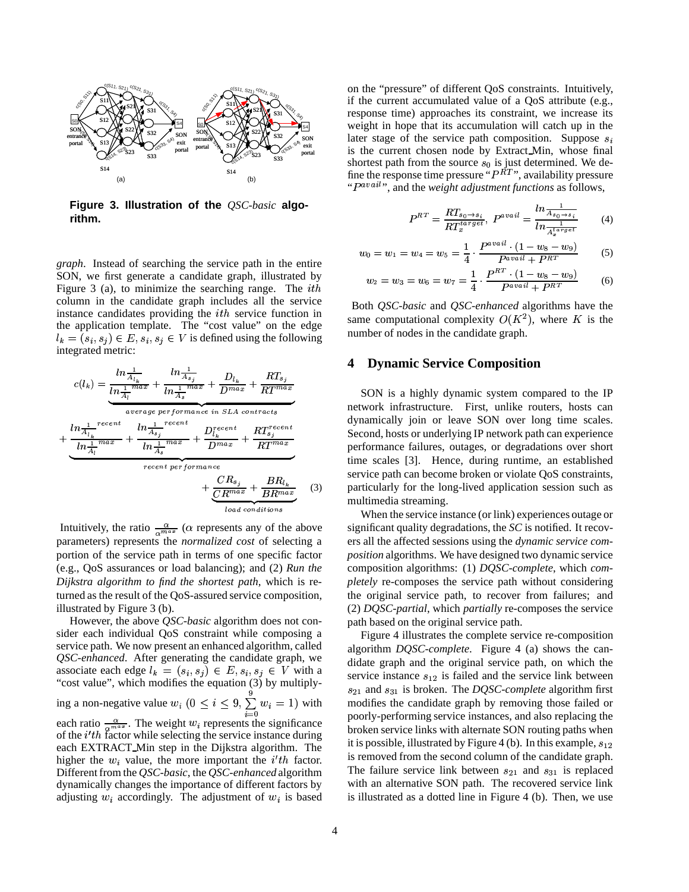**Figure 3. Illustration of the** ***QSC-basic*** **algorithm.**

*graph*. Instead of searching the service path in the entire SON, we first generate a candidate graph, illustrated by Figure 3 (a), to minimize the searching range. The $ith$ column in the candidate graph includes all the service instance candidates providing the $ith$ service function in the application template. The "cost value" on the edge $l_k = (s_i, s_j) \in E, s_i, s_j \in V$ is defined using the following integrated metric:

$$c(l_k) = \underbrace{\frac{ln\frac{1}{A_{l_k}}}{ln\frac{1}{A_l}^{max}} + \frac{ln\frac{1}{A_{s_j}}}{ln\frac{1}{A_s}^{max}} + \frac{D_{l_k}}{D^{max}} + \frac{RT_{s_j}}{RT^{max}}}_{average\ performance\ in\ SLA\ contracts}$$
$$+ \underbrace{\frac{ln\frac{1}{A_{l_k}}^{recent}}{ln\frac{1}{A_l}^{max}} + \frac{ln\frac{1}{A_{s_j}}^{recent}}{ln\frac{1}{A_s}^{max}} + \frac{D_{l_k}^{recent}}{D^{max}} + \frac{RT_{s_j}^{recent}}{RT^{max}}}_{recent\ performance}$$
$$+ \underbrace{\frac{CR_{s_j}}{CR^{max}} + \frac{BR_{l_k}}{BR^{max}}}_{load\ conditions} \quad (3)$$

Intuitively, the ratio $\frac{\alpha}{\alpha^{max}}$ ($\alpha$ represents any of the above parameters) represents the *normalized cost* of selecting a portion of the service path in terms of one specific factor (e.g., QoS assurances or load balancing); and (2) *Run the Dijkstra algorithm to find the shortest path*, which is returned as the result of the QoS-assured service composition, illustrated by Figure 3 (b).

However, the above *QSC-basic* algorithm does not consider each individual QoS constraint while composing a service path. We now present an enhanced algorithm, called *QSC-enhanced*. After generating the candidate graph, we associate each edge $l_k = (s_i, s_j) \in E, s_i, s_j \in V$ with a "cost value", which modifies the equation (3) by multiplying a non-negative value $w_i$ $(0 \le i \le 9, \sum_{i=0}^{9} w_i = 1)$ with each ratio $\frac{\alpha}{\alpha^{max}}$. The weight $w_i$ represents the significance of the $i'th$ factor while selecting the service instance during each EXTRACT_Min step in the Dijkstra algorithm. The higher the $w_i$ value, the more important the $i'th$ factor. Different from the *QSC-basic*, the *QSC-enhanced* algorithm dynamically changes the importance of different factors by adjusting $w_i$ accordingly. The adjustment of $w_i$ is based on the "pressure" of different QoS constraints. Intuitively, if the current accumulated value of a QoS attribute (e.g., response time) approaches its constraint, we increase its weight in hope that its accumulation will catch up in the later stage of the service path composition. Suppose $s_i$ is the current chosen node by Extract_Min, whose final shortest path from the source $s_0$ is just determined. We define the response time pressure "$P^{RT}$", availability pressure "$P^{avail}$", and the *weight adjustment functions* as follows,

$$P^{RT} = \frac{RT_{s_0 \to s_i}}{RT_x^{target}}, \ P^{avail} = \frac{ln\frac{1}{A_{s_0 \to s_i}}}{ln\frac{1}{A_x^{target}}} \quad (4)$$

$$w_0 = w_1 = w_4 = w_5 = \frac{1}{4} \cdot \frac{P^{avail} \cdot (1 - w_8 - w_9)}{P^{avail} + P^{RT}} \quad (5)$$

$$w_2 = w_3 = w_6 = w_7 = \frac{1}{4} \cdot \frac{P^{RT} \cdot (1 - w_8 - w_9)}{P^{avail} + P^{RT}} \quad (6)$$

Both *QSC-basic* and *QSC-enhanced* algorithms have the same computational complexity $O(K^2)$, where $K$ is the number of nodes in the candidate graph.

## 4 Dynamic Service Composition

SON is a highly dynamic system compared to the IP network infrastructure. First, unlike routers, hosts can dynamically join or leave SON over long time scales. Second, hosts or underlying IP network path can experience performance failures, outages, or degradations over short time scales [3]. Hence, during runtime, an established service path can become broken or violate QoS constraints, particularly for the long-lived application session such as multimedia streaming.

When the service instance (or link) experiences outage or significant quality degradations, the *SC* is notified. It recovers all the affected sessions using the *dynamic service composition* algorithms. We have designed two dynamic service composition algorithms: (1) *DQSC-complete*, which *completely* re-composes the service path without considering the original service path, to recover from failures; and (2) *DQSC-partial*, which *partially* re-composes the service path based on the original service path.

Figure 4 illustrates the complete service re-composition algorithm *DQSC-complete*. Figure 4 (a) shows the candidate graph and the original service path, on which the service instance $s_{12}$ is failed and the service link between $s_{21}$ and $s_{31}$ is broken. The *DQSC-complete* algorithm first modifies the candidate graph by removing those failed or poorly-performing service instances, and also replacing the broken service links with alternate SON routing paths when it is possible, illustrated by Figure 4 (b). In this example, $s_{12}$ is removed from the second column of the candidate graph. The failure service link between $s_{21}$ and $s_{31}$ is replaced with an alternative SON path. The recovered service link is illustrated as a dotted line in Figure 4 (b). Then, we use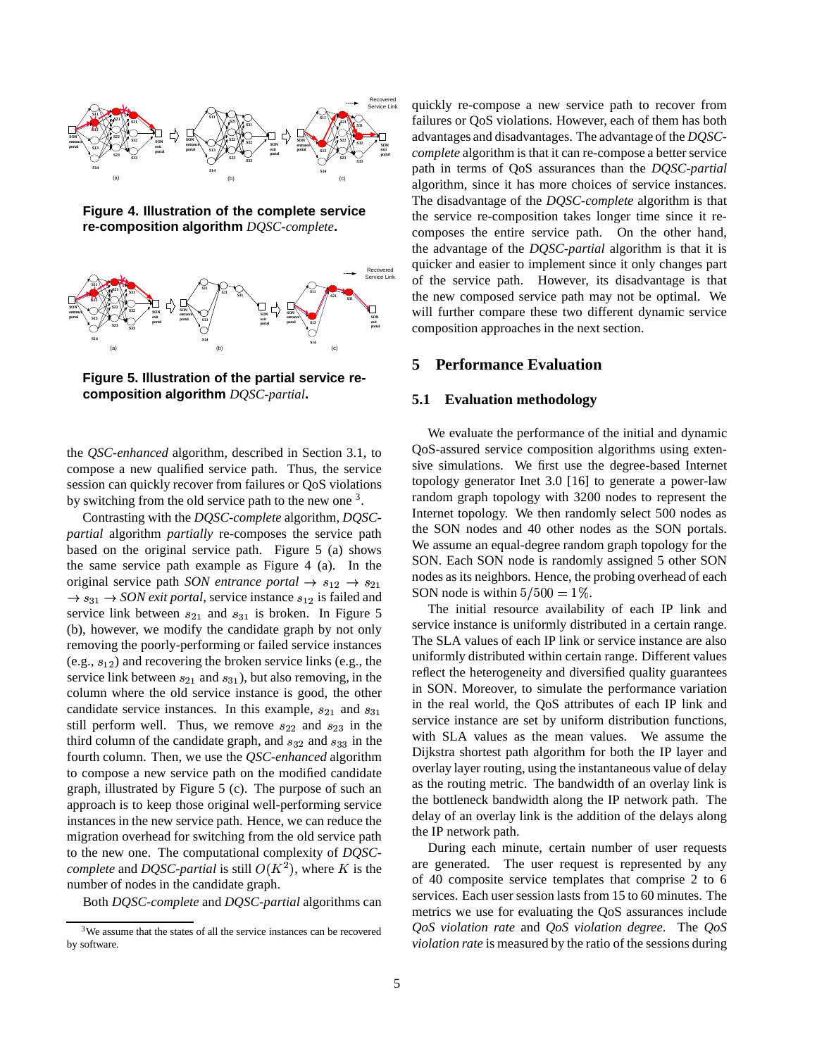**Figure 4. Illustration of the complete service re-composition algorithm** *DQSC-complete***.**

**Figure 5. Illustration of the partial service re-composition algorithm** *DQSC-partial***.**

the *QSC-enhanced* algorithm, described in Section 3.1, to compose a new qualified service path. Thus, the service session can quickly recover from failures or QoS violations by switching from the old service path to the new one [3].

Contrasting with the *DQSC-complete* algorithm, *DQSC-partial* algorithm *partially* re-composes the service path based on the original service path. Figure 5 (a) shows the same service path example as Figure 4 (a). In the original service path *SON entrance portal* $\rightarrow s_{12} \rightarrow s_{21} \rightarrow s_{31} \rightarrow$ *SON exit portal*, service instance $s_{12}$ is failed and service link between $s_{21}$ and $s_{31}$ is broken. In Figure 5 (b), however, we modify the candidate graph by not only removing the poorly-performing or failed service instances (e.g., $s_{12}$) and recovering the broken service links (e.g., the service link between $s_{21}$ and $s_{31}$), but also removing, in the column where the old service instance is good, the other candidate service instances. In this example, $s_{21}$ and $s_{31}$ still perform well. Thus, we remove $s_{22}$ and $s_{23}$ in the third column of the candidate graph, and $s_{32}$ and $s_{33}$ in the fourth column. Then, we use the *QSC-enhanced* algorithm to compose a new service path on the modified candidate graph, illustrated by Figure 5 (c). The purpose of such an approach is to keep those original well-performing service instances in the new service path. Hence, we can reduce the migration overhead for switching from the old service path to the new one. The computational complexity of *DQSC-complete* and *DQSC-partial* is still $O(K^2)$, where $K$ is the number of nodes in the candidate graph.

Both *DQSC-complete* and *DQSC-partial* algorithms can quickly re-compose a new service path to recover from failures or QoS violations. However, each of them has both advantages and disadvantages. The advantage of the *DQSC-complete* algorithm is that it can re-compose a better service path in terms of QoS assurances than the *DQSC-partial* algorithm, since it has more choices of service instances. The disadvantage of the *DQSC-complete* algorithm is that the service re-composition takes longer time since it re-composes the entire service path. On the other hand, the advantage of the *DQSC-partial* algorithm is that it is quicker and easier to implement since it only changes part of the service path. However, its disadvantage is that the new composed service path may not be optimal. We will further compare these two different dynamic service composition approaches in the next section.

[3] We assume that the states of all the service instances can be recovered by software.

## 5 Performance Evaluation

### 5.1 Evaluation methodology

We evaluate the performance of the initial and dynamic QoS-assured service composition algorithms using extensive simulations. We first use the degree-based Internet topology generator Inet 3.0 [16] to generate a power-law random graph topology with 3200 nodes to represent the Internet topology. We then randomly select 500 nodes as the SON nodes and 40 other nodes as the SON portals. We assume an equal-degree random graph topology for the SON. Each SON node is randomly assigned 5 other SON nodes as its neighbors. Hence, the probing overhead of each SON node is within $5/500 = 1\%$.

The initial resource availability of each IP link and service instance is uniformly distributed in a certain range. The SLA values of each IP link or service instance are also uniformly distributed within certain range. Different values reflect the heterogeneity and diversified quality guarantees in SON. Moreover, to simulate the performance variation in the real world, the QoS attributes of each IP link and service instance are set by uniform distribution functions, with SLA values as the mean values. We assume the Dijkstra shortest path algorithm for both the IP layer and overlay layer routing, using the instantaneous value of delay as the routing metric. The bandwidth of an overlay link is the bottleneck bandwidth along the IP network path. The delay of an overlay link is the addition of the delays along the IP network path.

During each minute, certain number of user requests are generated. The user request is represented by any of 40 composite service templates that comprise 2 to 6 services. Each user session lasts from 15 to 60 minutes. The metrics we use for evaluating the QoS assurances include *QoS violation rate* and *QoS violation degree*. The *QoS violation rate* is measured by the ratio of the sessions during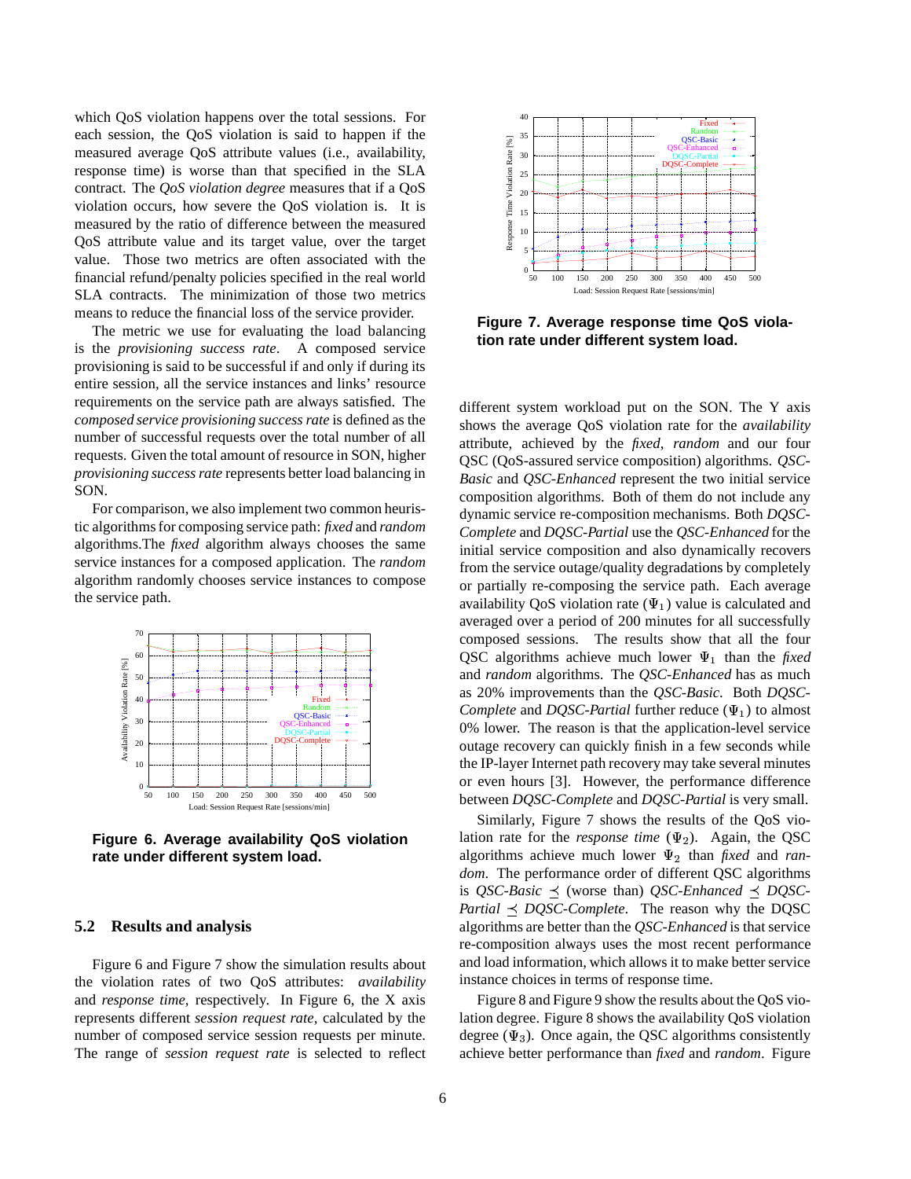which QoS violation happens over the total sessions. For each session, the QoS violation is said to happen if the measured average QoS attribute values (i.e., availability, response time) is worse than that specified in the SLA contract. The *QoS violation degree* measures that if a QoS violation occurs, how severe the QoS violation is. It is measured by the ratio of difference between the measured QoS attribute value and its target value, over the target value. Those two metrics are often associated with the financial refund/penalty policies specified in the real world SLA contracts. The minimization of those two metrics means to reduce the financial loss of the service provider.

The metric we use for evaluating the load balancing is the *provisioning success rate*. A composed service provisioning is said to be successful if and only if during its entire session, all the service instances and links' resource requirements on the service path are always satisfied. The *composed service provisioning success rate* is defined as the number of successful requests over the total number of all requests. Given the total amount of resource in SON, higher *provisioning success rate* represents better load balancing in SON.

For comparison, we also implement two common heuristic algorithms for composing service path: *fixed* and *random* algorithms.The *fixed* algorithm always chooses the same service instances for a composed application. The *random* algorithm randomly chooses service instances to compose the service path.

**Figure 6. Average availability QoS violation rate under different system load.**

## 5.2 Results and analysis

Figure 6 and Figure 7 show the simulation results about the violation rates of two QoS attributes: *availability* and *response time*, respectively. In Figure 6, the X axis represents different *session request rate*, calculated by the number of composed service session requests per minute. The range of *session request rate* is selected to reflect

**Figure 7. Average response time QoS violation rate under different system load.**

different system workload put on the SON. The Y axis shows the average QoS violation rate for the *availability* attribute, achieved by the *fixed*, *random* and our four QSC (QoS-assured service composition) algorithms. *QSC-Basic* and *QSC-Enhanced* represent the two initial service composition algorithms. Both of them do not include any dynamic service re-composition mechanisms. Both *DQSC-Complete* and *DQSC-Partial* use the *QSC-Enhanced* for the initial service composition and also dynamically recovers from the service outage/quality degradations by completely or partially re-composing the service path. Each average availability QoS violation rate ($\Psi_1$) value is calculated and averaged over a period of 200 minutes for all successfully composed sessions. The results show that all the four QSC algorithms achieve much lower $\Psi_1$ than the *fixed* and *random* algorithms. The *QSC-Enhanced* has as much as 20% improvements than the *QSC-Basic*. Both *DQSC-Complete* and *DQSC-Partial* further reduce ($\Psi_1$) to almost 0% lower. The reason is that the application-level service outage recovery can quickly finish in a few seconds while the IP-layer Internet path recovery may take several minutes or even hours [3]. However, the performance difference between *DQSC-Complete* and *DQSC-Partial* is very small.

Similarly, Figure 7 shows the results of the QoS violation rate for the *response time* ($\Psi_2$). Again, the QSC algorithms achieve much lower $\Psi_2$ than *fixed* and *random*. The performance order of different QSC algorithms is *QSC-Basic* $\preceq$ (worse than) *QSC-Enhanced* $\preceq$ *DQSC-Partial* $\preceq$ *DQSC-Complete*. The reason why the DQSC algorithms are better than the *QSC-Enhanced* is that service re-composition always uses the most recent performance and load information, which allows it to make better service instance choices in terms of response time.

Figure 8 and Figure 9 show the results about the QoS violation degree. Figure 8 shows the availability QoS violation degree ($\Psi_3$). Once again, the QSC algorithms consistently achieve better performance than *fixed* and *random*. Figure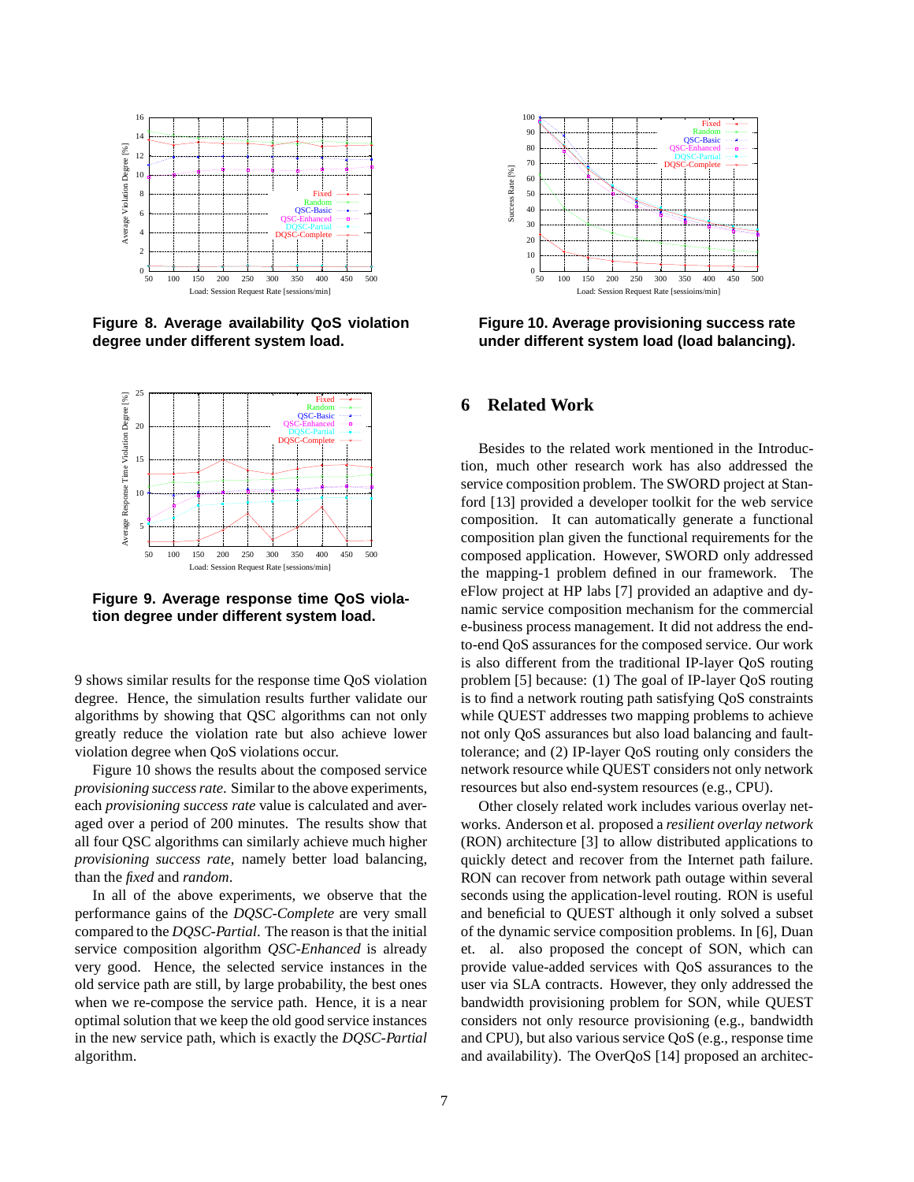Figure 8. Average availability QoS violation degree under different system load.

Figure 9. Average response time QoS violation degree under different system load.

9 shows similar results for the response time QoS violation degree. Hence, the simulation results further validate our algorithms by showing that QSC algorithms can not only greatly reduce the violation rate but also achieve lower violation degree when QoS violations occur.

Figure 10 shows the results about the composed service *provisioning success rate*. Similar to the above experiments, each *provisioning success rate* value is calculated and averaged over a period of 200 minutes. The results show that all four QSC algorithms can similarly achieve much higher *provisioning success rate*, namely better load balancing, than the *fixed* and *random*.

In all of the above experiments, we observe that the performance gains of the *DQSC-Complete* are very small compared to the *DQSC-Partial*. The reason is that the initial service composition algorithm *QSC-Enhanced* is already very good. Hence, the selected service instances in the old service path are still, by large probability, the best ones when we re-compose the service path. Hence, it is a near optimal solution that we keep the old good service instances in the new service path, which is exactly the *DQSC-Partial* algorithm.

Figure 10. Average provisioning success rate under different system load (load balancing).

## 6 Related Work

Besides to the related work mentioned in the Introduction, much other research work has also addressed the service composition problem. The SWORD project at Stanford [13] provided a developer toolkit for the web service composition. It can automatically generate a functional composition plan given the functional requirements for the composed application. However, SWORD only addressed the mapping-1 problem defined in our framework. The eFlow project at HP labs [7] provided an adaptive and dynamic service composition mechanism for the commercial e-business process management. It did not address the end-to-end QoS assurances for the composed service. Our work is also different from the traditional IP-layer QoS routing problem [5] because: (1) The goal of IP-layer QoS routing is to find a network routing path satisfying QoS constraints while QUEST addresses two mapping problems to achieve not only QoS assurances but also load balancing and fault-tolerance; and (2) IP-layer QoS routing only considers the network resource while QUEST considers not only network resources but also end-system resources (e.g., CPU).

Other closely related work includes various overlay networks. Anderson et al. proposed a *resilient overlay network* (RON) architecture [3] to allow distributed applications to quickly detect and recover from the Internet path failure. RON can recover from network path outage within several seconds using the application-level routing. RON is useful and beneficial to QUEST although it only solved a subset of the dynamic service composition problems. In [6], Duan et. al. also proposed the concept of SON, which can provide value-added services with QoS assurances to the user via SLA contracts. However, they only addressed the bandwidth provisioning problem for SON, while QUEST considers not only resource provisioning (e.g., bandwidth and CPU), but also various service QoS (e.g., response time and availability). The OverQoS [14] proposed an architec-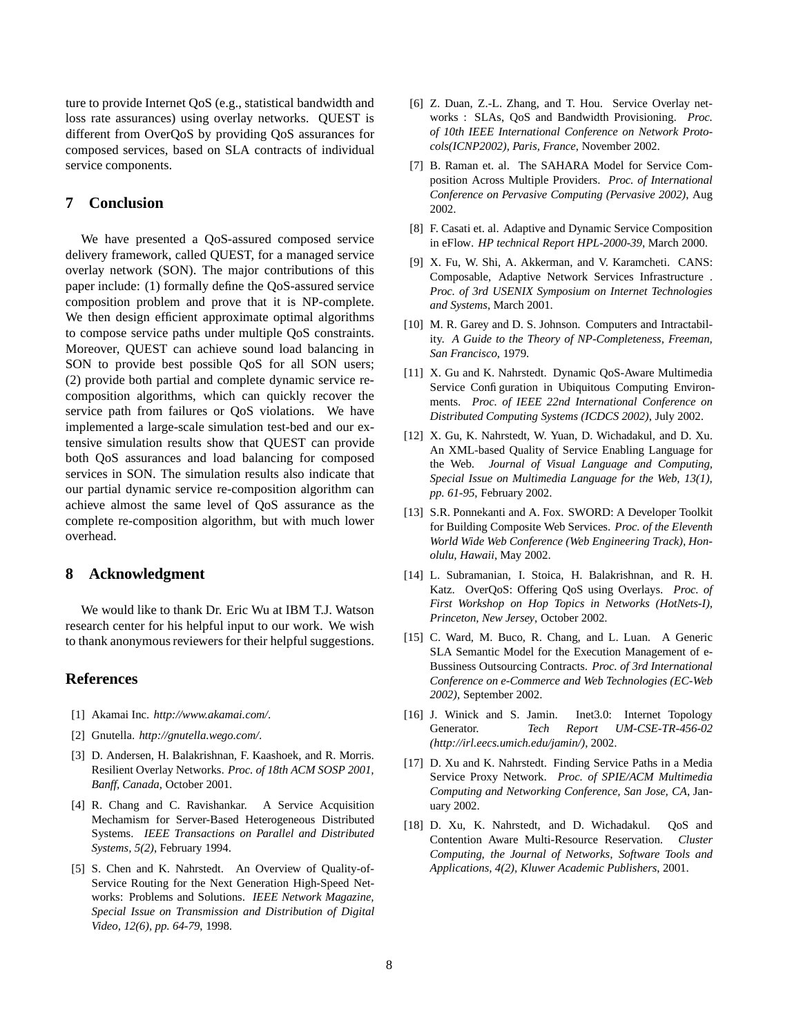ture to provide Internet QoS (e.g., statistical bandwidth and loss rate assurances) using overlay networks. QUEST is different from OverQoS by providing QoS assurances for composed services, based on SLA contracts of individual service components.

## 7 Conclusion

We have presented a QoS-assured composed service delivery framework, called QUEST, for a managed service overlay network (SON). The major contributions of this paper include: (1) formally define the QoS-assured service composition problem and prove that it is NP-complete. We then design efficient approximate optimal algorithms to compose service paths under multiple QoS constraints. Moreover, QUEST can achieve sound load balancing in SON to provide best possible QoS for all SON users; (2) provide both partial and complete dynamic service re-composition algorithms, which can quickly recover the service path from failures or QoS violations. We have implemented a large-scale simulation test-bed and our extensive simulation results show that QUEST can provide both QoS assurances and load balancing for composed services in SON. The simulation results also indicate that our partial dynamic service re-composition algorithm can achieve almost the same level of QoS assurance as the complete re-composition algorithm, but with much lower overhead.

## 8 Acknowledgment

We would like to thank Dr. Eric Wu at IBM T.J. Watson research center for his helpful input to our work. We wish to thank anonymous reviewers for their helpful suggestions.

## References

[1] Akamai Inc. *http://www.akamai.com/*.

[2] Gnutella. *http://gnutella.wego.com/*.

[3] D. Andersen, H. Balakrishnan, F. Kaashoek, and R. Morris. Resilient Overlay Networks. *Proc. of 18th ACM SOSP 2001, Banff, Canada*, October 2001.

[4] R. Chang and C. Ravishankar. A Service Acquisition Mechanism for Server-Based Heterogeneous Distributed Systems. *IEEE Transactions on Parallel and Distributed Systems, 5(2)*, February 1994.

[5] S. Chen and K. Nahrstedt. An Overview of Quality-of-Service Routing for the Next Generation High-Speed Networks: Problems and Solutions. *IEEE Network Magazine, Special Issue on Transmission and Distribution of Digital Video, 12(6), pp. 64-79*, 1998.

[6] Z. Duan, Z.-L. Zhang, and T. Hou. Service Overlay networks : SLAs, QoS and Bandwidth Provisioning. *Proc. of 10th IEEE International Conference on Network Protocols(ICNP2002), Paris, France*, November 2002.

[7] B. Raman et. al. The SAHARA Model for Service Composition Across Multiple Providers. *Proc. of International Conference on Pervasive Computing (Pervasive 2002)*, Aug 2002.

[8] F. Casati et. al. Adaptive and Dynamic Service Composition in eFlow. *HP technical Report HPL-2000-39*, March 2000.

[9] X. Fu, W. Shi, A. Akkerman, and V. Karamcheti. CANS: Composable, Adaptive Network Services Infrastructure . *Proc. of 3rd USENIX Symposium on Internet Technologies and Systems*, March 2001.

[10] M. R. Garey and D. S. Johnson. Computers and Intractability. *A Guide to the Theory of NP-Completeness, Freeman, San Francisco*, 1979.

[11] X. Gu and K. Nahrstedt. Dynamic QoS-Aware Multimedia Service Configuration in Ubiquitous Computing Environments. *Proc. of IEEE 22nd International Conference on Distributed Computing Systems (ICDCS 2002)*, July 2002.

[12] X. Gu, K. Nahrstedt, W. Yuan, D. Wichadakul, and D. Xu. An XML-based Quality of Service Enabling Language for the Web. *Journal of Visual Language and Computing, Special Issue on Multimedia Language for the Web, 13(1), pp. 61-95*, February 2002.

[13] S.R. Ponnekanti and A. Fox. SWORD: A Developer Toolkit for Building Composite Web Services. *Proc. of the Eleventh World Wide Web Conference (Web Engineering Track), Honolulu, Hawaii*, May 2002.

[14] L. Subramanian, I. Stoica, H. Balakrishnan, and R. H. Katz. OverQoS: Offering QoS using Overlays. *Proc. of First Workshop on Hop Topics in Networks (HotNets-I), Princeton, New Jersey*, October 2002.

[15] C. Ward, M. Buco, R. Chang, and L. Luan. A Generic SLA Semantic Model for the Execution Management of e-Bussiness Outsourcing Contracts. *Proc. of 3rd International Conference on e-Commerce and Web Technologies (EC-Web 2002)*, September 2002.

[16] J. Winick and S. Jamin. Inet3.0: Internet Topology Generator. *Tech Report UM-CSE-TR-456-02 (http://irl.eecs.umich.edu/jamin/)*, 2002.

[17] D. Xu and K. Nahrstedt. Finding Service Paths in a Media Service Proxy Network. *Proc. of SPIE/ACM Multimedia Computing and Networking Conference, San Jose, CA*, January 2002.

[18] D. Xu, K. Nahrstedt, and D. Wichadakul. QoS and Contention Aware Multi-Resource Reservation. *Cluster Computing, the Journal of Networks, Software Tools and Applications, 4(2), Kluwer Academic Publishers*, 2001.